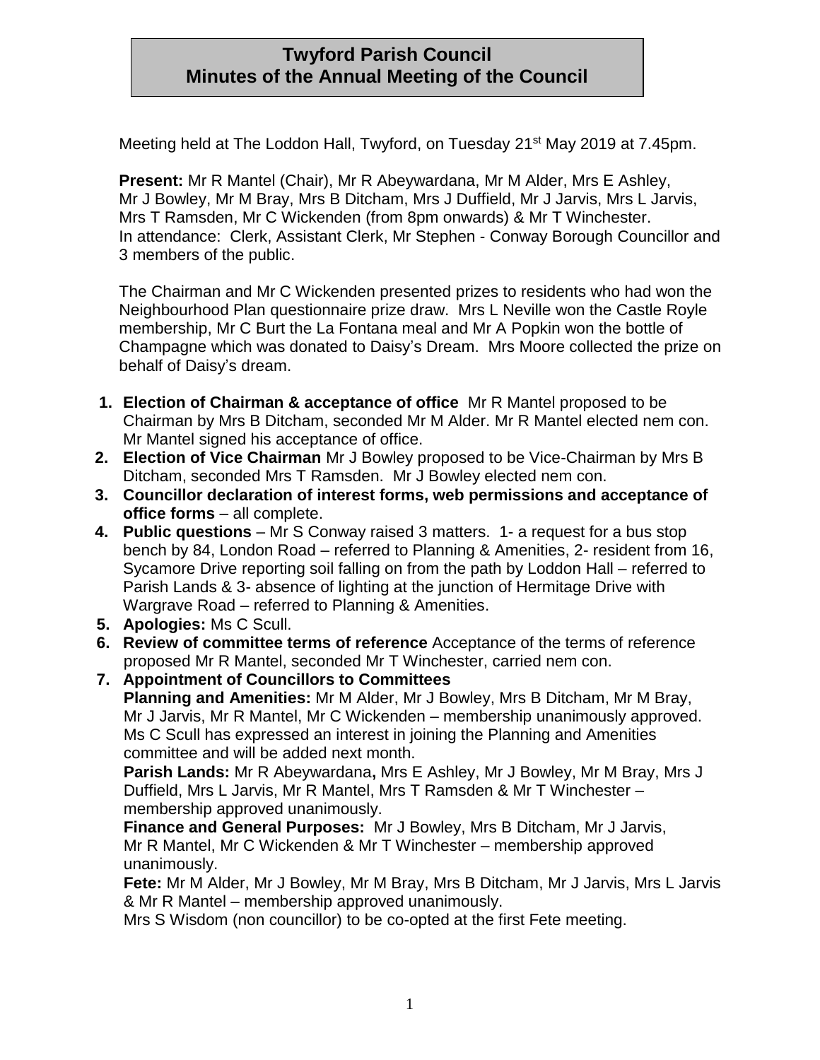# Twyford Parish Council
## Minutes of the Annual Meeting of the Council

Meeting held at The Loddon Hall, Twyford, on Tuesday 21st May 2019 at 7.45pm.

**Present:** Mr R Mantel (Chair), Mr R Abeywardana, Mr M Alder, Mrs E Ashley, Mr J Bowley, Mr M Bray, Mrs B Ditcham, Mrs J Duffield, Mr J Jarvis, Mrs L Jarvis, Mrs T Ramsden, Mr C Wickenden (from 8pm onwards) & Mr T Winchester.
In attendance: Clerk, Assistant Clerk, Mr Stephen - Conway Borough Councillor and 3 members of the public.

The Chairman and Mr C Wickenden presented prizes to residents who had won the Neighbourhood Plan questionnaire prize draw. Mrs L Neville won the Castle Royle membership, Mr C Burt the La Fontana meal and Mr A Popkin won the bottle of Champagne which was donated to Daisy's Dream. Mrs Moore collected the prize on behalf of Daisy's dream.

1. **Election of Chairman & acceptance of office** Mr R Mantel proposed to be Chairman by Mrs B Ditcham, seconded Mr M Alder. Mr R Mantel elected nem con. Mr Mantel signed his acceptance of office.
2. **Election of Vice Chairman** Mr J Bowley proposed to be Vice-Chairman by Mrs B Ditcham, seconded Mrs T Ramsden. Mr J Bowley elected nem con.
3. **Councillor declaration of interest forms, web permissions and acceptance of office forms** – all complete.
4. **Public questions** – Mr S Conway raised 3 matters. 1- a request for a bus stop bench by 84, London Road – referred to Planning & Amenities, 2- resident from 16, Sycamore Drive reporting soil falling on from the path by Loddon Hall – referred to Parish Lands & 3- absence of lighting at the junction of Hermitage Drive with Wargrave Road – referred to Planning & Amenities.
5. **Apologies:** Ms C Scull.
6. **Review of committee terms of reference** Acceptance of the terms of reference proposed Mr R Mantel, seconded Mr T Winchester, carried nem con.
7. **Appointment of Councillors to Committees**
   **Planning and Amenities:** Mr M Alder, Mr J Bowley, Mrs B Ditcham, Mr M Bray, Mr J Jarvis, Mr R Mantel, Mr C Wickenden – membership unanimously approved. Ms C Scull has expressed an interest in joining the Planning and Amenities committee and will be added next month.
   **Parish Lands:** Mr R Abeywardana**,** Mrs E Ashley, Mr J Bowley, Mr M Bray, Mrs J Duffield, Mrs L Jarvis, Mr R Mantel, Mrs T Ramsden & Mr T Winchester – membership approved unanimously.
   **Finance and General Purposes:** Mr J Bowley, Mrs B Ditcham, Mr J Jarvis, Mr R Mantel, Mr C Wickenden & Mr T Winchester – membership approved unanimously.
   **Fete:** Mr M Alder, Mr J Bowley, Mr M Bray, Mrs B Ditcham, Mr J Jarvis, Mrs L Jarvis & Mr R Mantel – membership approved unanimously.
   Mrs S Wisdom (non councillor) to be co-opted at the first Fete meeting.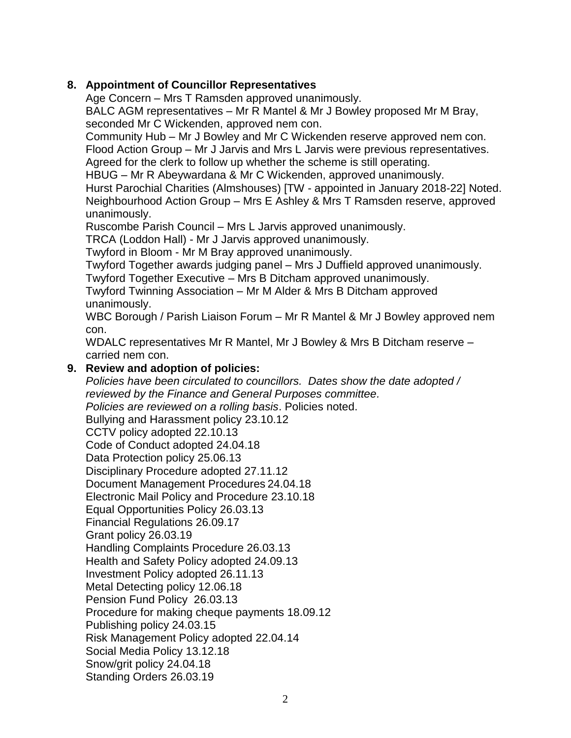8. **Appointment of Councillor Representatives**

   Age Concern – Mrs T Ramsden approved unanimously.
   BALC AGM representatives – Mr R Mantel & Mr J Bowley proposed Mr M Bray, seconded Mr C Wickenden, approved nem con.
   Community Hub – Mr J Bowley and Mr C Wickenden reserve approved nem con.
   Flood Action Group – Mr J Jarvis and Mrs L Jarvis were previous representatives. Agreed for the clerk to follow up whether the scheme is still operating.
   HBUG – Mr R Abeywardana & Mr C Wickenden, approved unanimously.
   Hurst Parochial Charities (Almshouses) [TW - appointed in January 2018-22] Noted.
   Neighbourhood Action Group – Mrs E Ashley & Mrs T Ramsden reserve, approved unanimously.
   Ruscombe Parish Council – Mrs L Jarvis approved unanimously.
   TRCA (Loddon Hall) - Mr J Jarvis approved unanimously.
   Twyford in Bloom - Mr M Bray approved unanimously.
   Twyford Together awards judging panel – Mrs J Duffield approved unanimously.
   Twyford Together Executive – Mrs B Ditcham approved unanimously.
   Twyford Twinning Association – Mr M Alder & Mrs B Ditcham approved unanimously.
   WBC Borough / Parish Liaison Forum – Mr R Mantel & Mr J Bowley approved nem con.
   WDALC representatives Mr R Mantel, Mr J Bowley & Mrs B Ditcham reserve – carried nem con.

9. **Review and adoption of policies:**

   *Policies have been circulated to councillors. Dates show the date adopted / reviewed by the Finance and General Purposes committee.*
   *Policies are reviewed on a rolling basis*. Policies noted.
   Bullying and Harassment policy 23.10.12
   CCTV policy adopted 22.10.13
   Code of Conduct adopted 24.04.18
   Data Protection policy 25.06.13
   Disciplinary Procedure adopted 27.11.12
   Document Management Procedures 24.04.18
   Electronic Mail Policy and Procedure 23.10.18
   Equal Opportunities Policy 26.03.13
   Financial Regulations 26.09.17
   Grant policy 26.03.19
   Handling Complaints Procedure 26.03.13
   Health and Safety Policy adopted 24.09.13
   Investment Policy adopted 26.11.13
   Metal Detecting policy 12.06.18
   Pension Fund Policy 26.03.13
   Procedure for making cheque payments 18.09.12
   Publishing policy 24.03.15
   Risk Management Policy adopted 22.04.14
   Social Media Policy 13.12.18
   Snow/grit policy 24.04.18
   Standing Orders 26.03.19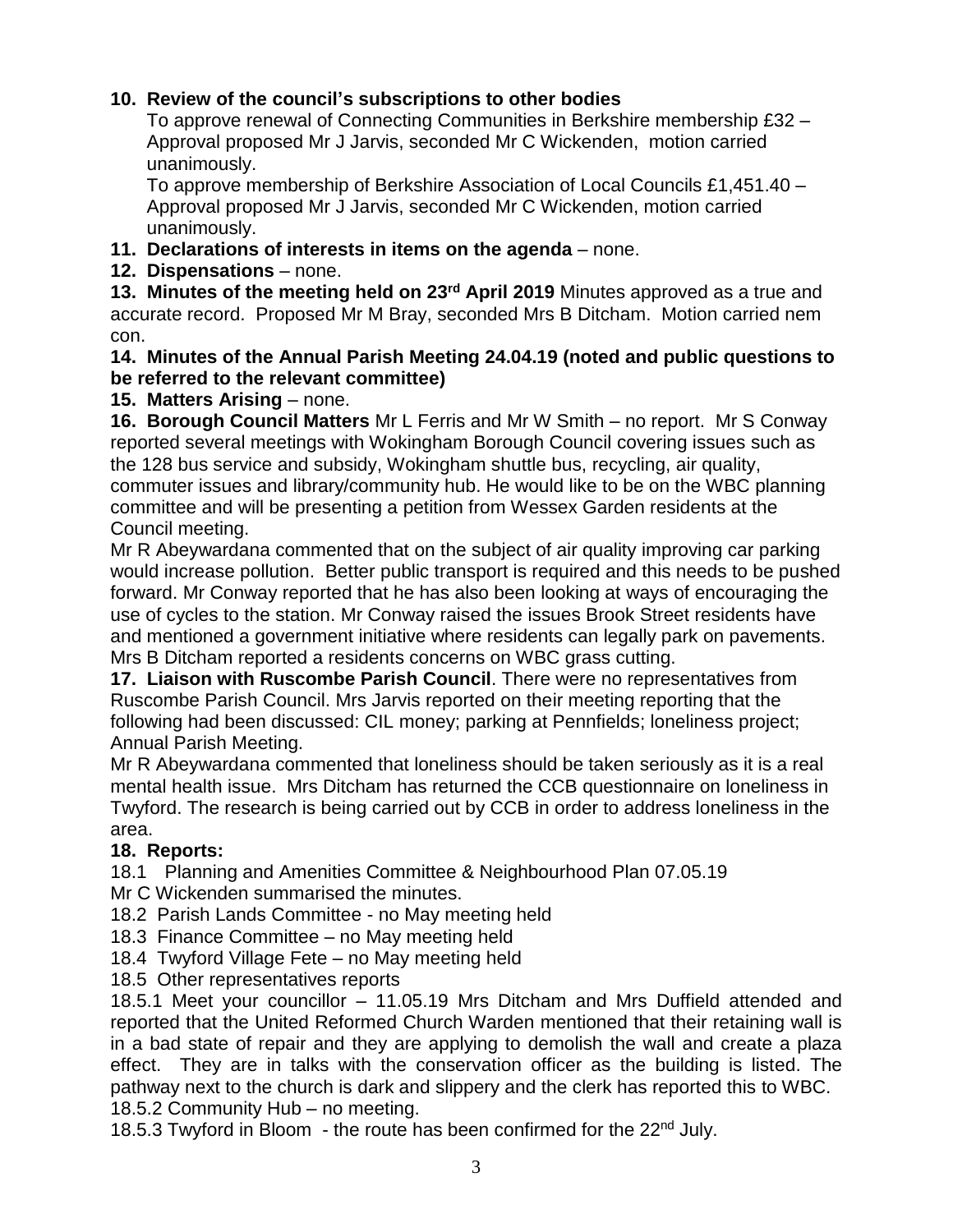**10. Review of the council's subscriptions to other bodies**

To approve renewal of Connecting Communities in Berkshire membership £32 – Approval proposed Mr J Jarvis, seconded Mr C Wickenden, motion carried unanimously.

To approve membership of Berkshire Association of Local Councils £1,451.40 – Approval proposed Mr J Jarvis, seconded Mr C Wickenden, motion carried unanimously.

**11. Declarations of interests in items on the agenda** – none.

**12. Dispensations** – none.

**13. Minutes of the meeting held on 23rd April 2019** Minutes approved as a true and accurate record. Proposed Mr M Bray, seconded Mrs B Ditcham. Motion carried nem con.

**14. Minutes of the Annual Parish Meeting 24.04.19 (noted and public questions to be referred to the relevant committee)**

**15. Matters Arising** – none.

**16. Borough Council Matters** Mr L Ferris and Mr W Smith – no report. Mr S Conway reported several meetings with Wokingham Borough Council covering issues such as the 128 bus service and subsidy, Wokingham shuttle bus, recycling, air quality, commuter issues and library/community hub. He would like to be on the WBC planning committee and will be presenting a petition from Wessex Garden residents at the Council meeting.

Mr R Abeywardana commented that on the subject of air quality improving car parking would increase pollution. Better public transport is required and this needs to be pushed forward. Mr Conway reported that he has also been looking at ways of encouraging the use of cycles to the station. Mr Conway raised the issues Brook Street residents have and mentioned a government initiative where residents can legally park on pavements. Mrs B Ditcham reported a residents concerns on WBC grass cutting.

**17. Liaison with Ruscombe Parish Council**. There were no representatives from Ruscombe Parish Council. Mrs Jarvis reported on their meeting reporting that the following had been discussed: CIL money; parking at Pennfields; loneliness project; Annual Parish Meeting.

Mr R Abeywardana commented that loneliness should be taken seriously as it is a real mental health issue. Mrs Ditcham has returned the CCB questionnaire on loneliness in Twyford. The research is being carried out by CCB in order to address loneliness in the area.

**18. Reports:**

18.1 Planning and Amenities Committee & Neighbourhood Plan 07.05.19

Mr C Wickenden summarised the minutes.

18.2 Parish Lands Committee - no May meeting held

18.3 Finance Committee – no May meeting held

18.4 Twyford Village Fete – no May meeting held

18.5 Other representatives reports

18.5.1 Meet your councillor – 11.05.19 Mrs Ditcham and Mrs Duffield attended and reported that the United Reformed Church Warden mentioned that their retaining wall is in a bad state of repair and they are applying to demolish the wall and create a plaza effect. They are in talks with the conservation officer as the building is listed. The pathway next to the church is dark and slippery and the clerk has reported this to WBC.

18.5.2 Community Hub – no meeting.

18.5.3 Twyford in Bloom - the route has been confirmed for the 22nd July.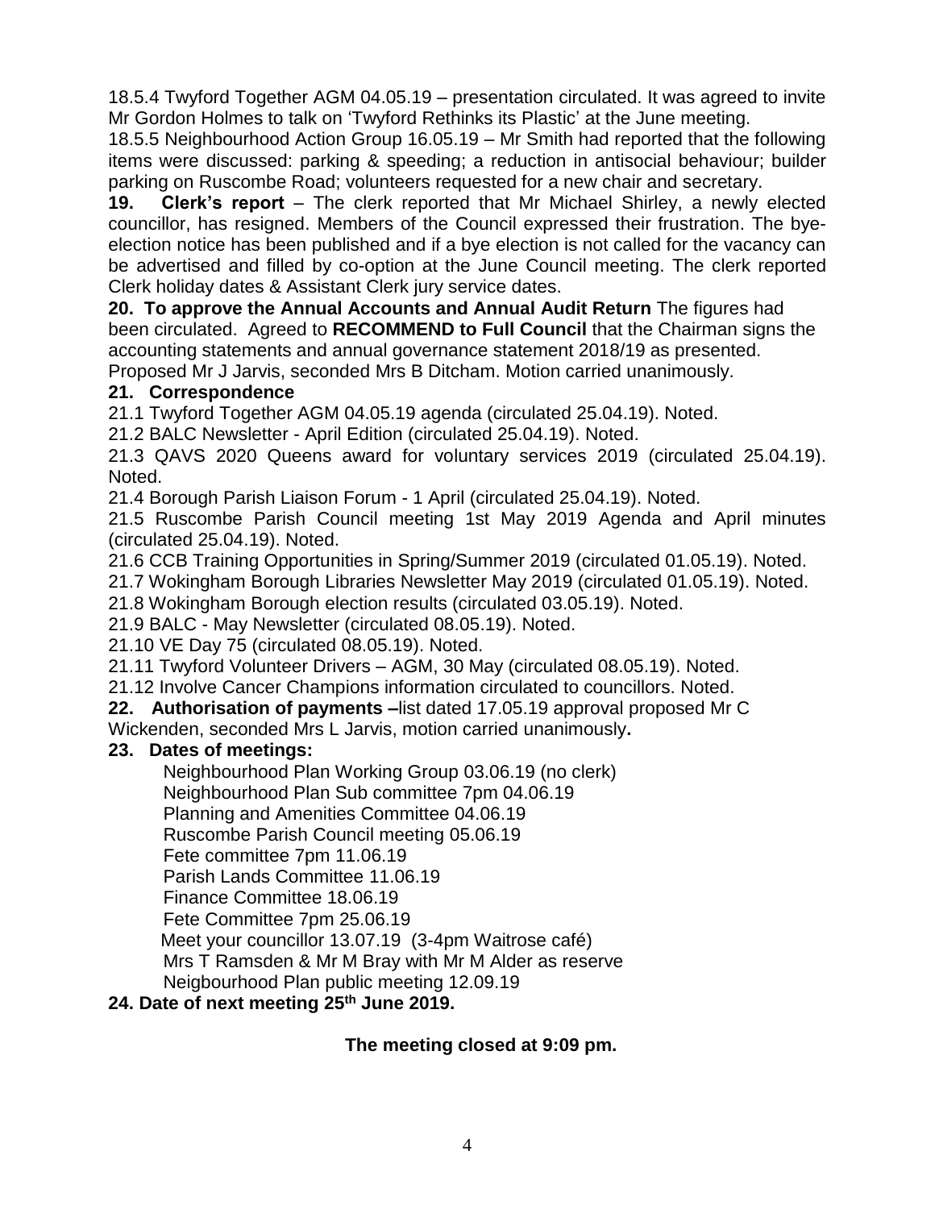18.5.4 Twyford Together AGM 04.05.19 – presentation circulated. It was agreed to invite Mr Gordon Holmes to talk on 'Twyford Rethinks its Plastic' at the June meeting.

18.5.5 Neighbourhood Action Group 16.05.19 – Mr Smith had reported that the following items were discussed: parking & speeding; a reduction in antisocial behaviour; builder parking on Ruscombe Road; volunteers requested for a new chair and secretary.

**19. Clerk's report** – The clerk reported that Mr Michael Shirley, a newly elected councillor, has resigned. Members of the Council expressed their frustration. The bye-election notice has been published and if a bye election is not called for the vacancy can be advertised and filled by co-option at the June Council meeting. The clerk reported Clerk holiday dates & Assistant Clerk jury service dates.

**20. To approve the Annual Accounts and Annual Audit Return** The figures had been circulated. Agreed to **RECOMMEND to Full Council** that the Chairman signs the accounting statements and annual governance statement 2018/19 as presented. Proposed Mr J Jarvis, seconded Mrs B Ditcham. Motion carried unanimously.

**21. Correspondence**

21.1 Twyford Together AGM 04.05.19 agenda (circulated 25.04.19). Noted.

21.2 BALC Newsletter - April Edition (circulated 25.04.19). Noted.

21.3 QAVS 2020 Queens award for voluntary services 2019 (circulated 25.04.19). Noted.

21.4 Borough Parish Liaison Forum - 1 April (circulated 25.04.19). Noted.

21.5 Ruscombe Parish Council meeting 1st May 2019 Agenda and April minutes (circulated 25.04.19). Noted.

21.6 CCB Training Opportunities in Spring/Summer 2019 (circulated 01.05.19). Noted.

21.7 Wokingham Borough Libraries Newsletter May 2019 (circulated 01.05.19). Noted.

21.8 Wokingham Borough election results (circulated 03.05.19). Noted.

21.9 BALC - May Newsletter (circulated 08.05.19). Noted.

21.10 VE Day 75 (circulated 08.05.19). Noted.

21.11 Twyford Volunteer Drivers – AGM, 30 May (circulated 08.05.19). Noted.

21.12 Involve Cancer Champions information circulated to councillors. Noted.

**22. Authorisation of payments –**list dated 17.05.19 approval proposed Mr C Wickenden, seconded Mrs L Jarvis, motion carried unanimously**.**

**23. Dates of meetings:**

Neighbourhood Plan Working Group 03.06.19 (no clerk)
Neighbourhood Plan Sub committee 7pm 04.06.19
Planning and Amenities Committee 04.06.19
Ruscombe Parish Council meeting 05.06.19
Fete committee 7pm 11.06.19
Parish Lands Committee 11.06.19
Finance Committee 18.06.19
Fete Committee 7pm 25.06.19
Meet your councillor 13.07.19 (3-4pm Waitrose café)
Mrs T Ramsden & Mr M Bray with Mr M Alder as reserve
Neigbourhood Plan public meeting 12.09.19

**24. Date of next meeting 25th June 2019.**

**The meeting closed at 9:09 pm.**